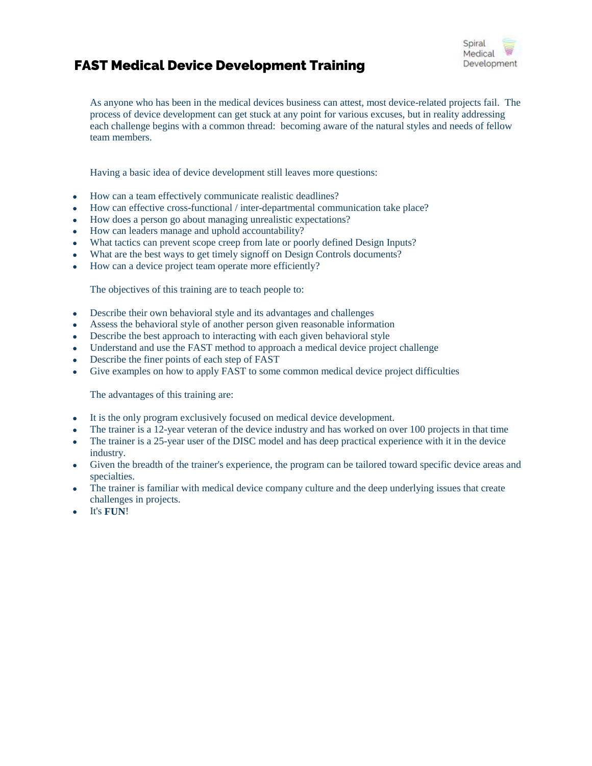# FAST Medical Device Development Training

Spiral Medical Development

As anyone who has been in the medical devices business can attest, most device-related projects fail. The process of device development can get stuck at any point for various excuses, but in reality addressing each challenge begins with a common thread: becoming aware of the natural styles and needs of fellow team members.

Having a basic idea of device development still leaves more questions:

- How can a team effectively communicate realistic deadlines?
- How can effective cross-functional / inter-departmental communication take place?
- How does a person go about managing unrealistic expectations?
- How can leaders manage and uphold accountability?
- What tactics can prevent scope creep from late or poorly defined Design Inputs?
- What are the best ways to get timely signoff on Design Controls documents?
- How can a device project team operate more efficiently?

The objectives of this training are to teach people to:

- Describe their own behavioral style and its advantages and challenges
- Assess the behavioral style of another person given reasonable information
- Describe the best approach to interacting with each given behavioral style
- Understand and use the FAST method to approach a medical device project challenge
- Describe the finer points of each step of FAST
- Give examples on how to apply FAST to some common medical device project difficulties

The advantages of this training are:

- It is the only program exclusively focused on medical device development.
- The trainer is a 12-year veteran of the device industry and has worked on over 100 projects in that time
- The trainer is a 25-year user of the DISC model and has deep practical experience with it in the device industry.
- Given the breadth of the trainer's experience, the program can be tailored toward specific device areas and specialties.
- The trainer is familiar with medical device company culture and the deep underlying issues that create challenges in projects.
- It's **FUN**!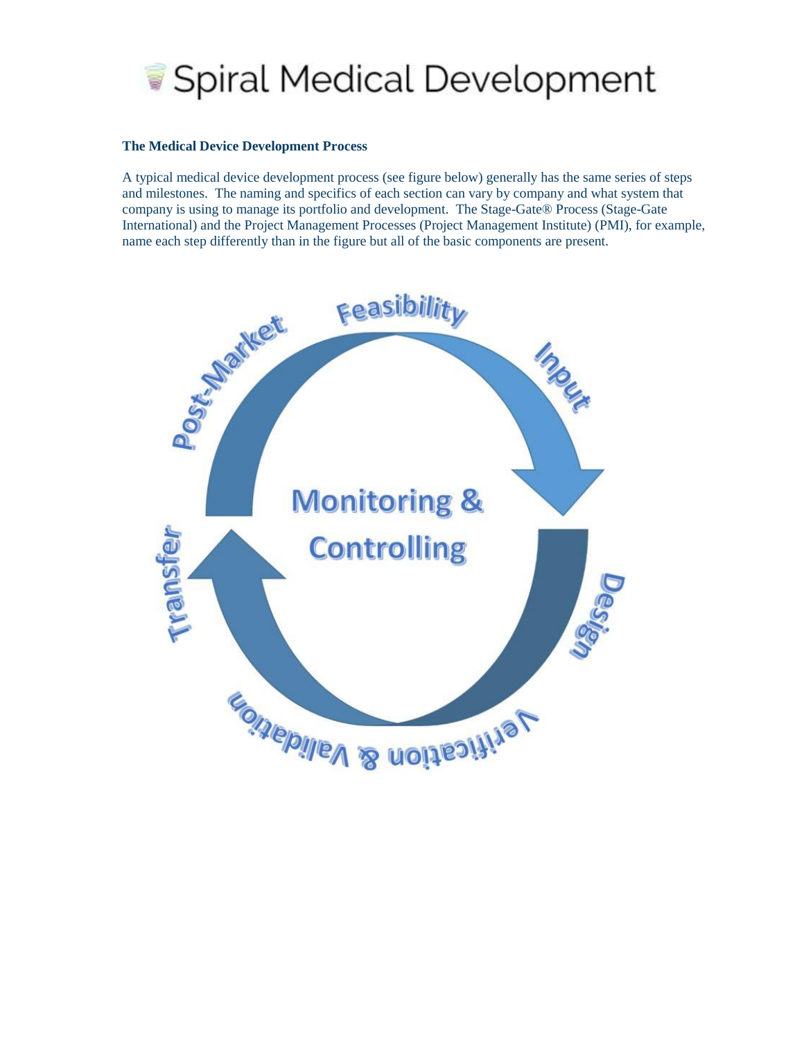# Spiral Medical Development

**The Medical Device Development Process**

A typical medical device development process (see figure below) generally has the same series of steps and milestones. The naming and specifics of each section can vary by company and what system that company is using to manage its portfolio and development. The Stage-Gate® Process (Stage-Gate International) and the Project Management Processes (Project Management Institute) (PMI), for example, name each step differently than in the figure but all of the basic components are present.

Feasibility

Input

Design

Verification & Validation

Transfer

Post-Market

Monitoring & Controlling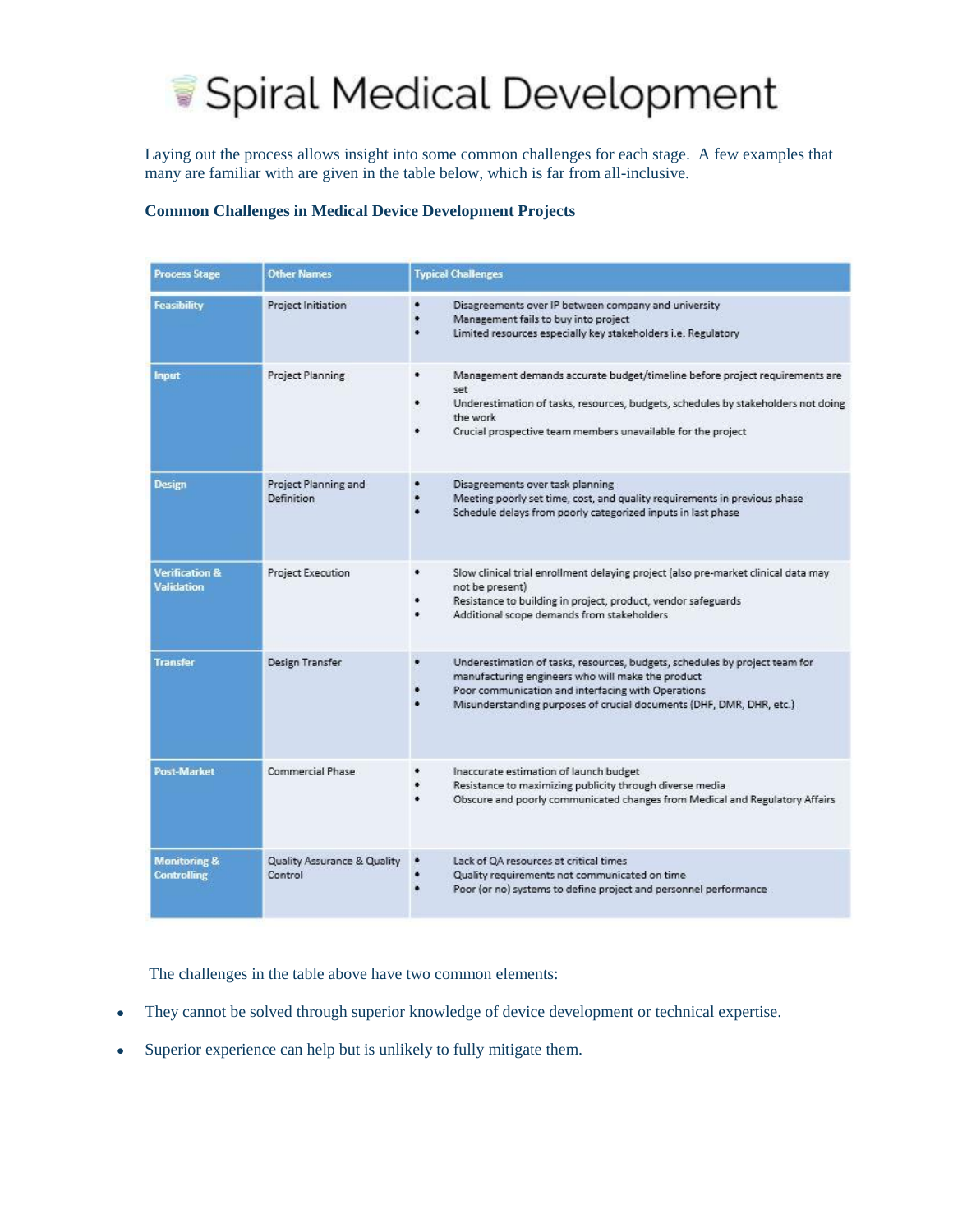# Spiral Medical Development

Laying out the process allows insight into some common challenges for each stage. A few examples that many are familiar with are given in the table below, which is far from all-inclusive.

**Common Challenges in Medical Device Development Projects**

| Process Stage | Other Names | Typical Challenges |
|---|---|---|
| Feasibility | Project Initiation | • Disagreements over IP between company and university<br>• Management fails to buy into project<br>• Limited resources especially key stakeholders i.e. Regulatory |
| Input | Project Planning | • Management demands accurate budget/timeline before project requirements are set<br>• Underestimation of tasks, resources, budgets, schedules by stakeholders not doing the work<br>• Crucial prospective team members unavailable for the project |
| Design | Project Planning and Definition | • Disagreements over task planning<br>• Meeting poorly set time, cost, and quality requirements in previous phase<br>• Schedule delays from poorly categorized inputs in last phase |
| Verification & Validation | Project Execution | • Slow clinical trial enrollment delaying project (also pre-market clinical data may not be present)<br>• Resistance to building in project, product, vendor safeguards<br>• Additional scope demands from stakeholders |
| Transfer | Design Transfer | • Underestimation of tasks, resources, budgets, schedules by project team for manufacturing engineers who will make the product<br>• Poor communication and interfacing with Operations<br>• Misunderstanding purposes of crucial documents (DHF, DMR, DHR, etc.) |
| Post-Market | Commercial Phase | • Inaccurate estimation of launch budget<br>• Resistance to maximizing publicity through diverse media<br>• Obscure and poorly communicated changes from Medical and Regulatory Affairs |
| Monitoring & Controlling | Quality Assurance & Quality Control | • Lack of QA resources at critical times<br>• Quality requirements not communicated on time<br>• Poor (or no) systems to define project and personnel performance |

The challenges in the table above have two common elements:

- They cannot be solved through superior knowledge of device development or technical expertise.
- Superior experience can help but is unlikely to fully mitigate them.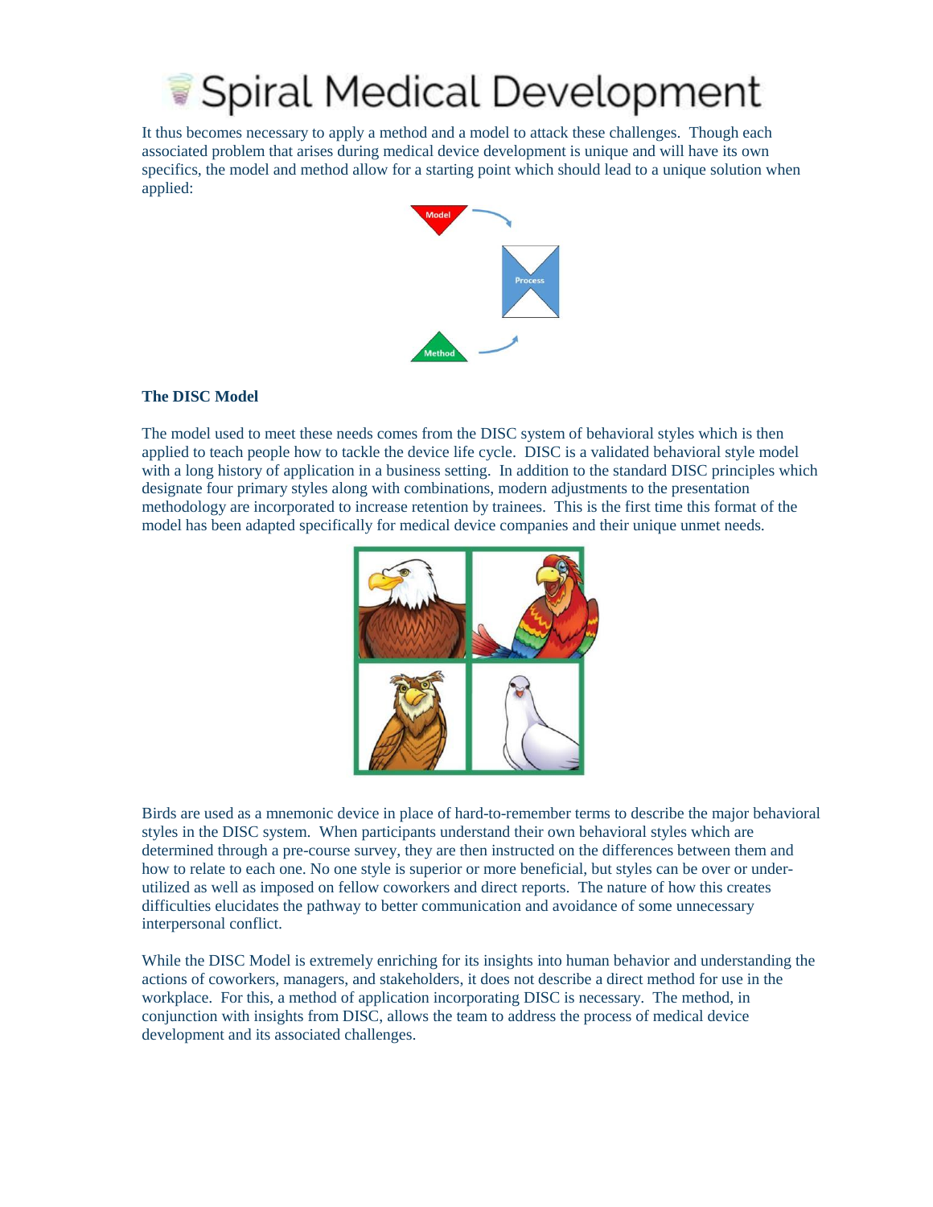It thus becomes necessary to apply a method and a model to attack these challenges. Though each associated problem that arises during medical device development is unique and will have its own specifics, the model and method allow for a starting point which should lead to a unique solution when applied:

### The DISC Model

The model used to meet these needs comes from the DISC system of behavioral styles which is then applied to teach people how to tackle the device life cycle. DISC is a validated behavioral style model with a long history of application in a business setting. In addition to the standard DISC principles which designate four primary styles along with combinations, modern adjustments to the presentation methodology are incorporated to increase retention by trainees. This is the first time this format of the model has been adapted specifically for medical device companies and their unique unmet needs.

Birds are used as a mnemonic device in place of hard-to-remember terms to describe the major behavioral styles in the DISC system. When participants understand their own behavioral styles which are determined through a pre-course survey, they are then instructed on the differences between them and how to relate to each one. No one style is superior or more beneficial, but styles can be over or under-utilized as well as imposed on fellow coworkers and direct reports. The nature of how this creates difficulties elucidates the pathway to better communication and avoidance of some unnecessary interpersonal conflict.

While the DISC Model is extremely enriching for its insights into human behavior and understanding the actions of coworkers, managers, and stakeholders, it does not describe a direct method for use in the workplace. For this, a method of application incorporating DISC is necessary. The method, in conjunction with insights from DISC, allows the team to address the process of medical device development and its associated challenges.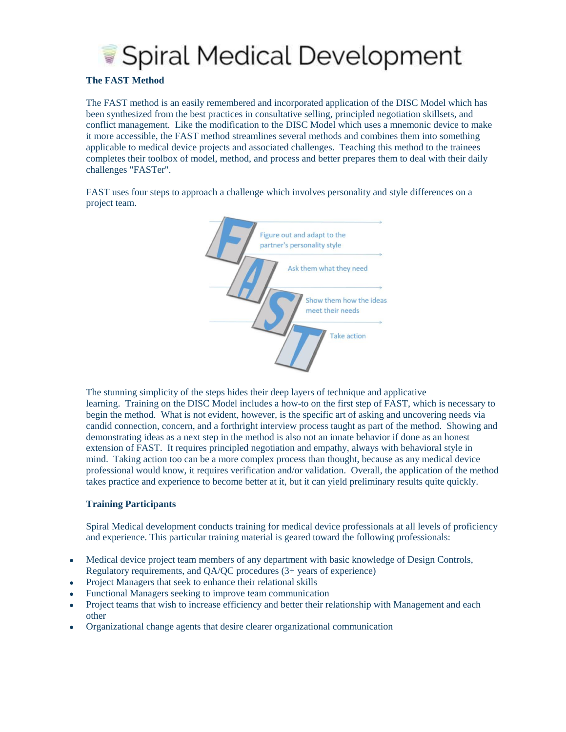# Spiral Medical Development

**The FAST Method**

The FAST method is an easily remembered and incorporated application of the DISC Model which has been synthesized from the best practices in consultative selling, principled negotiation skillsets, and conflict management. Like the modification to the DISC Model which uses a mnemonic device to make it more accessible, the FAST method streamlines several methods and combines them into something applicable to medical device projects and associated challenges. Teaching this method to the trainees completes their toolbox of model, method, and process and better prepares them to deal with their daily challenges "FASTer".

FAST uses four steps to approach a challenge which involves personality and style differences on a project team.

- **F** – Figure out and adapt to the partner's personality style
- **A** – Ask them what they need
- **S** – Show them how the ideas meet their needs
- **T** – Take action

The stunning simplicity of the steps hides their deep layers of technique and applicative learning. Training on the DISC Model includes a how-to on the first step of FAST, which is necessary to begin the method. What is not evident, however, is the specific art of asking and uncovering needs via candid connection, concern, and a forthright interview process taught as part of the method. Showing and demonstrating ideas as a next step in the method is also not an innate behavior if done as an honest extension of FAST. It requires principled negotiation and empathy, always with behavioral style in mind. Taking action too can be a more complex process than thought, because as any medical device professional would know, it requires verification and/or validation. Overall, the application of the method takes practice and experience to become better at it, but it can yield preliminary results quite quickly.

**Training Participants**

Spiral Medical development conducts training for medical device professionals at all levels of proficiency and experience. This particular training material is geared toward the following professionals:

- Medical device project team members of any department with basic knowledge of Design Controls, Regulatory requirements, and QA/QC procedures (3+ years of experience)
- Project Managers that seek to enhance their relational skills
- Functional Managers seeking to improve team communication
- Project teams that wish to increase efficiency and better their relationship with Management and each other
- Organizational change agents that desire clearer organizational communication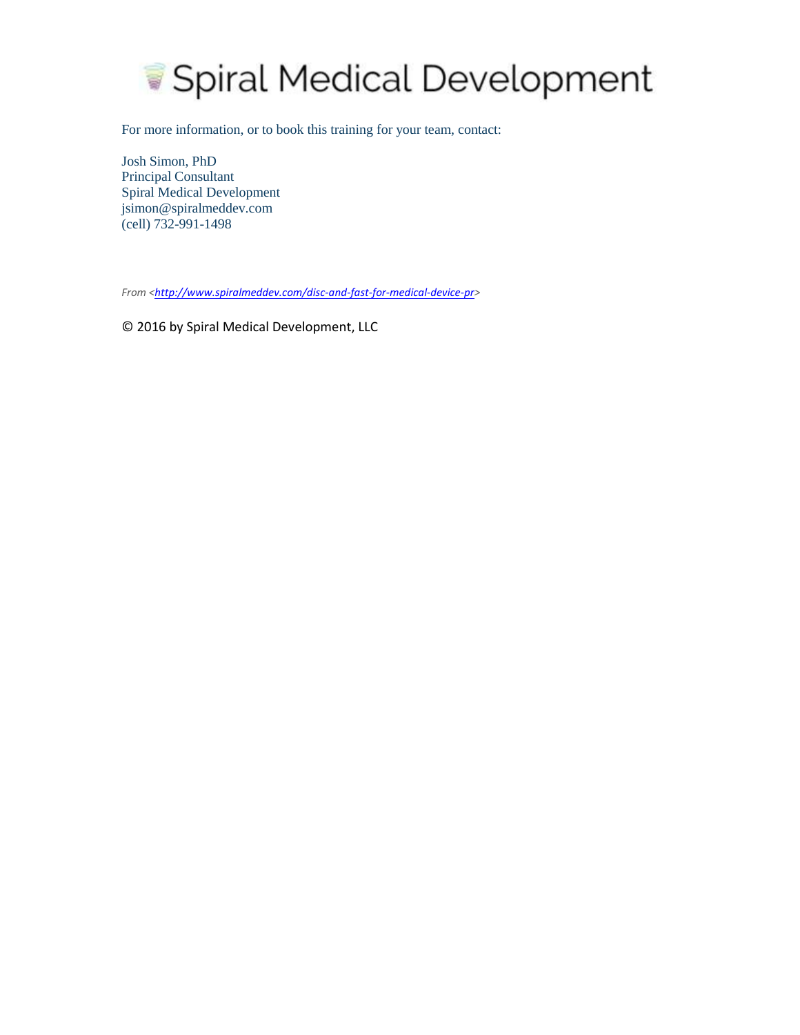# Spiral Medical Development

For more information, or to book this training for your team, contact:

Josh Simon, PhD
Principal Consultant
Spiral Medical Development
jsimon@spiralmeddev.com
(cell) 732-991-1498

*From <http://www.spiralmeddev.com/disc-and-fast-for-medical-device-pr>*

© 2016 by Spiral Medical Development, LLC